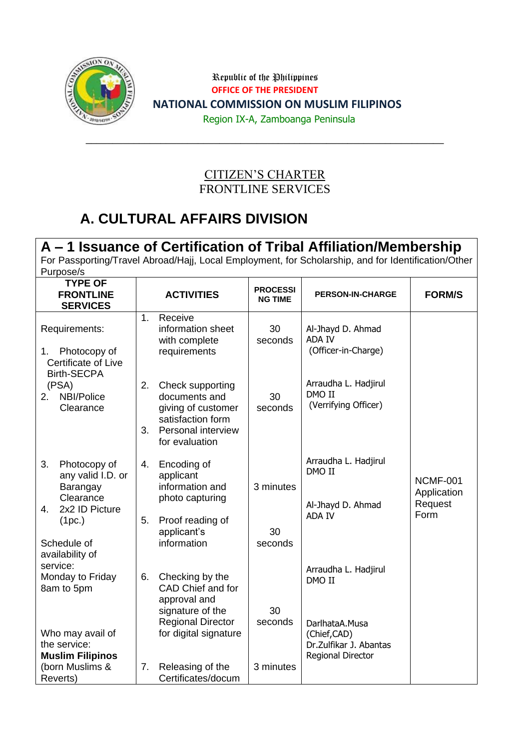Republic of the Philippines
OFFICE OF THE PRESIDENT
**NATIONAL COMMISSION ON MUSLIM FILIPINOS**
Region IX-A, Zamboanga Peninsula

CITIZEN'S CHARTER
FRONTLINE SERVICES

# A. CULTURAL AFFAIRS DIVISION

## A – 1 Issuance of Certification of Tribal Affiliation/Membership

For Passporting/Travel Abroad/Hajj, Local Employment, for Scholarship, and for Identification/Other Purpose/s

| TYPE OF FRONTLINE SERVICES | ACTIVITIES | PROCESSING TIME | PERSON-IN-CHARGE | FORM/S |
|---|---|---|---|---|
| Requirements:<br><br>1. Photocopy of Certificate of Live Birth-SECPA (PSA)<br>2. NBI/Police Clearance | 1. Receive information sheet with complete requirements | 30 seconds | Al-Jhayd D. Ahmad<br>ADA IV<br>(Officer-in-Charge) | NCMF-001 Application Request Form |
| | 2. Check supporting documents and giving of customer satisfaction form<br>3. Personal interview for evaluation | 30 seconds | Arraudha L. Hadjirul<br>DMO II<br>(Verrifying Officer) | |
| 3. Photocopy of any valid I.D. or Barangay Clearance<br>4. 2x2 ID Picture (1pc.) | 4. Encoding of applicant information and photo capturing | 3 minutes | Arraudha L. Hadjirul<br>DMO II | |
| Schedule of availability of service:<br>Monday to Friday<br>8am to 5pm | 5. Proof reading of applicant's information | 30 seconds | Al-Jhayd D. Ahmad<br>ADA IV | |
| | 6. Checking by the CAD Chief and for approval and signature of the Regional Director for digital signature | 30 seconds | Arraudha L. Hadjirul<br>DMO II<br><br>DarlhataA.Musa<br>(Chief,CAD)<br>Dr.Zulfikar J. Abantas<br>Regional Director | |
| Who may avail of the service:<br>**Muslim Filipinos** (born Muslims & Reverts) | 7. Releasing of the Certificates/docum | 3 minutes | | |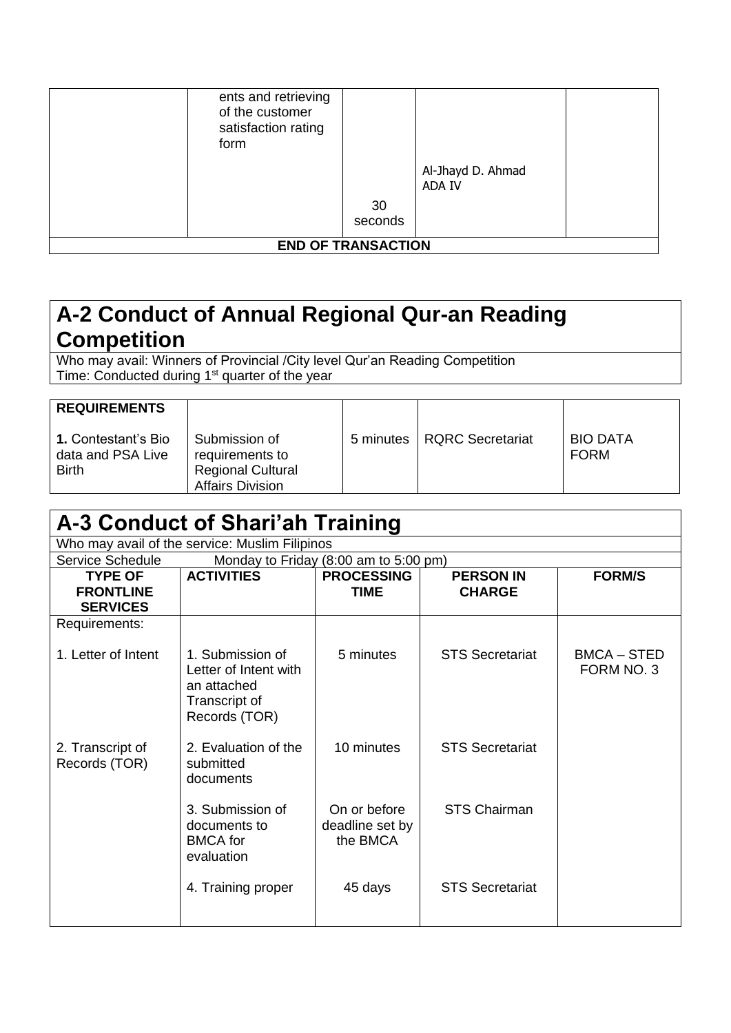|  | ents and retrieving of the customer satisfaction rating form | 30 seconds | Al-Jhayd D. Ahmad ADA IV |  |
|---|---|---|---|---|
| **END OF TRANSACTION** | | | | |

## A-2 Conduct of Annual Regional Qur-an Reading Competition

Who may avail: Winners of Provincial /City level Qur'an Reading Competition
Time: Conducted during 1st quarter of the year

| **REQUIREMENTS** | | | | |
|---|---|---|---|---|
| **1.** Contestant's Bio data and PSA Live Birth | Submission of requirements to Regional Cultural Affairs Division | 5 minutes | RQRC Secretariat | BIO DATA FORM |

## A-3 Conduct of Shari'ah Training

Who may avail of the service: Muslim Filipinos
Service Schedule Monday to Friday (8:00 am to 5:00 pm)

| TYPE OF FRONTLINE SERVICES | ACTIVITIES | PROCESSING TIME | PERSON IN CHARGE | FORM/S |
|---|---|---|---|---|
| Requirements: | | | | |
| 1. Letter of Intent | 1. Submission of Letter of Intent with an attached Transcript of Records (TOR) | 5 minutes | STS Secretariat | BMCA – STED FORM NO. 3 |
| 2. Transcript of Records (TOR) | 2. Evaluation of the submitted documents | 10 minutes | STS Secretariat | |
| | 3. Submission of documents to BMCA for evaluation | On or before deadline set by the BMCA | STS Chairman | |
| | 4. Training proper | 45 days | STS Secretariat | |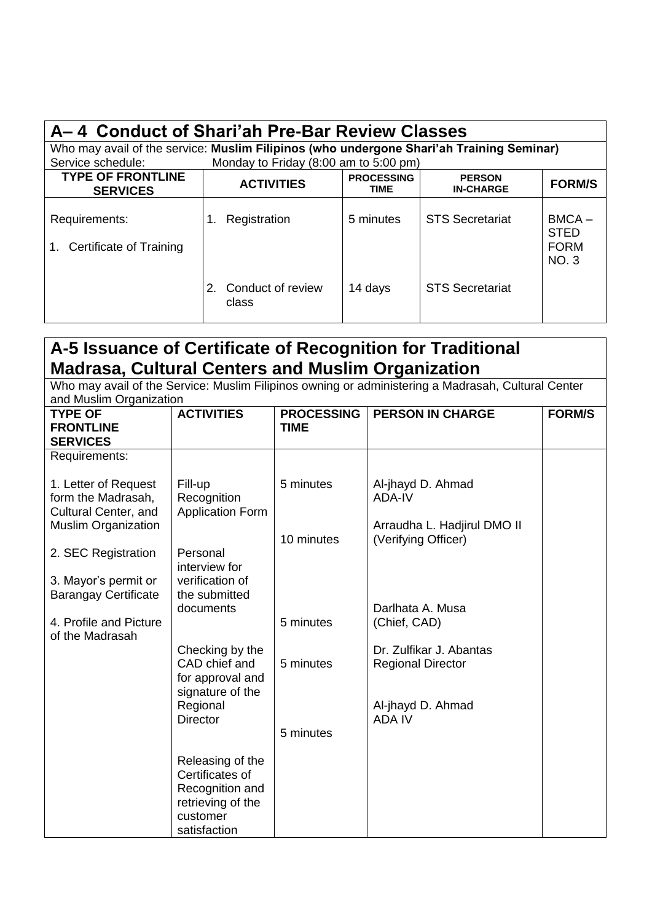## A– 4 Conduct of Shari'ah Pre-Bar Review Classes

Who may avail of the service: **Muslim Filipinos (who undergone Shari'ah Training Seminar)**

Service schedule: Monday to Friday (8:00 am to 5:00 pm)

| TYPE OF FRONTLINE SERVICES | ACTIVITIES | PROCESSING TIME | PERSON IN-CHARGE | FORM/S |
|---|---|---|---|---|
| Requirements:<br><br>1. Certificate of Training | 1. Registration | 5 minutes | STS Secretariat | BMCA – STED FORM NO. 3 |
| | 2. Conduct of review class | 14 days | STS Secretariat | |

## A-5 Issuance of Certificate of Recognition for Traditional Madrasa, Cultural Centers and Muslim Organization

Who may avail of the Service: Muslim Filipinos owning or administering a Madrasah, Cultural Center and Muslim Organization

| TYPE OF FRONTLINE SERVICES | ACTIVITIES | PROCESSING TIME | PERSON IN CHARGE | FORM/S |
|---|---|---|---|---|
| Requirements:<br><br>1. Letter of Request form the Madrasah, Cultural Center, and Muslim Organization<br><br>2. SEC Registration<br><br>3. Mayor's permit or Barangay Certificate<br><br>4. Profile and Picture of the Madrasah | Fill-up Recognition Application Form | 5 minutes | Al-jhayd D. Ahmad<br>ADA-IV | |
| | Personal interview for verification of the submitted documents | 10 minutes | Arraudha L. Hadjirul DMO II (Verifying Officer) | |
| | Checking by the CAD chief and for approval and signature of the Regional Director | 5 minutes | Darlhata A. Musa (Chief, CAD) | |
| | | 5 minutes | Dr. Zulfikar J. Abantas Regional Director | |
| | Releasing of the Certificates of Recognition and retrieving of the customer satisfaction | 5 minutes | Al-jhayd D. Ahmad<br>ADA IV | |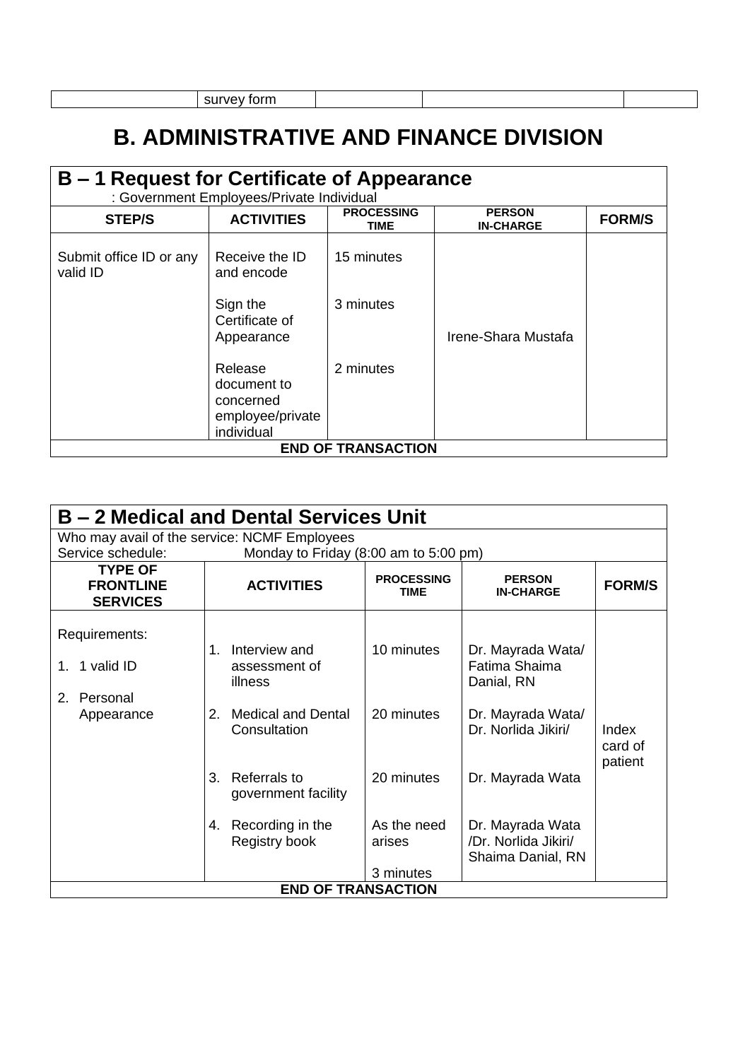| | survey form | | | |
|---|---|---|---|---|

# B. ADMINISTRATIVE AND FINANCE DIVISION

## B – 1 Request for Certificate of Appearance

: Government Employees/Private Individual

| STEP/S | ACTIVITIES | PROCESSING TIME | PERSON IN-CHARGE | FORM/S |
|---|---|---|---|---|
| Submit office ID or any valid ID | Receive the ID and encode | 15 minutes | Irene-Shara Mustafa | |
| | Sign the Certificate of Appearance | 3 minutes | | |
| | Release document to concerned employee/private individual | 2 minutes | | |
| **END OF TRANSACTION** | | | | |

## B – 2 Medical and Dental Services Unit

Who may avail of the service: NCMF Employees
Service schedule: Monday to Friday (8:00 am to 5:00 pm)

| TYPE OF FRONTLINE SERVICES | ACTIVITIES | PROCESSING TIME | PERSON IN-CHARGE | FORM/S |
|---|---|---|---|---|
| Requirements:<br>1. 1 valid ID<br>2. Personal Appearance | 1. Interview and assessment of illness | 10 minutes | Dr. Mayrada Wata/ Fatima Shaima Danial, RN | Index card of patient |
| | 2. Medical and Dental Consultation | 20 minutes | Dr. Mayrada Wata/ Dr. Norlida Jikiri/ | |
| | 3. Referrals to government facility | 20 minutes | Dr. Mayrada Wata | |
| | 4. Recording in the Registry book | As the need arises<br>3 minutes | Dr. Mayrada Wata /Dr. Norlida Jikiri/ Shaima Danial, RN | |
| **END OF TRANSACTION** | | | | |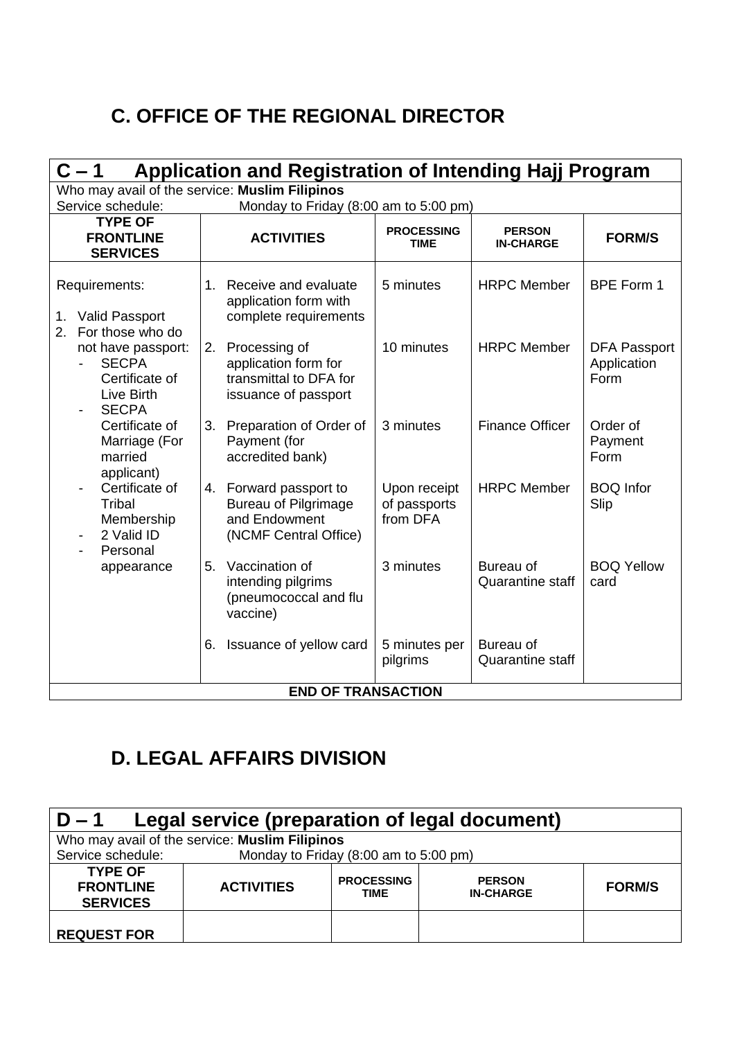## C. OFFICE OF THE REGIONAL DIRECTOR

### C – 1 Application and Registration of Intending Hajj Program

Who may avail of the service: **Muslim Filipinos**
Service schedule: Monday to Friday (8:00 am to 5:00 pm)

| TYPE OF FRONTLINE SERVICES | ACTIVITIES | PROCESSING TIME | PERSON IN-CHARGE | FORM/S |
|---|---|---|---|---|
| Requirements:<br><br>1. Valid Passport<br>2. For those who do not have passport:<br>- SECPA Certificate of Live Birth<br>- SECPA Certificate of Marriage (For married applicant)<br>- Certificate of Tribal Membership<br>- 2 Valid ID<br>- Personal appearance | 1. Receive and evaluate application form with complete requirements | 5 minutes | HRPC Member | BPE Form 1 |
| | 2. Processing of application form for transmittal to DFA for issuance of passport | 10 minutes | HRPC Member | DFA Passport Application Form |
| | 3. Preparation of Order of Payment (for accredited bank) | 3 minutes | Finance Officer | Order of Payment Form |
| | 4. Forward passport to Bureau of Pilgrimage and Endowment (NCMF Central Office) | Upon receipt of passports from DFA | HRPC Member | BOQ Infor Slip |
| | 5. Vaccination of intending pilgrims (pneumococcal and flu vaccine) | 3 minutes | Bureau of Quarantine staff | BOQ Yellow card |
| | 6. Issuance of yellow card | 5 minutes per pilgrims | Bureau of Quarantine staff | |
| **END OF TRANSACTION** | | | | |

## D. LEGAL AFFAIRS DIVISION

### D – 1 Legal service (preparation of legal document)

Who may avail of the service: **Muslim Filipinos**
Service schedule: Monday to Friday (8:00 am to 5:00 pm)

| TYPE OF FRONTLINE SERVICES | ACTIVITIES | PROCESSING TIME | PERSON IN-CHARGE | FORM/S |
|---|---|---|---|---|
| **REQUEST FOR** | | | | |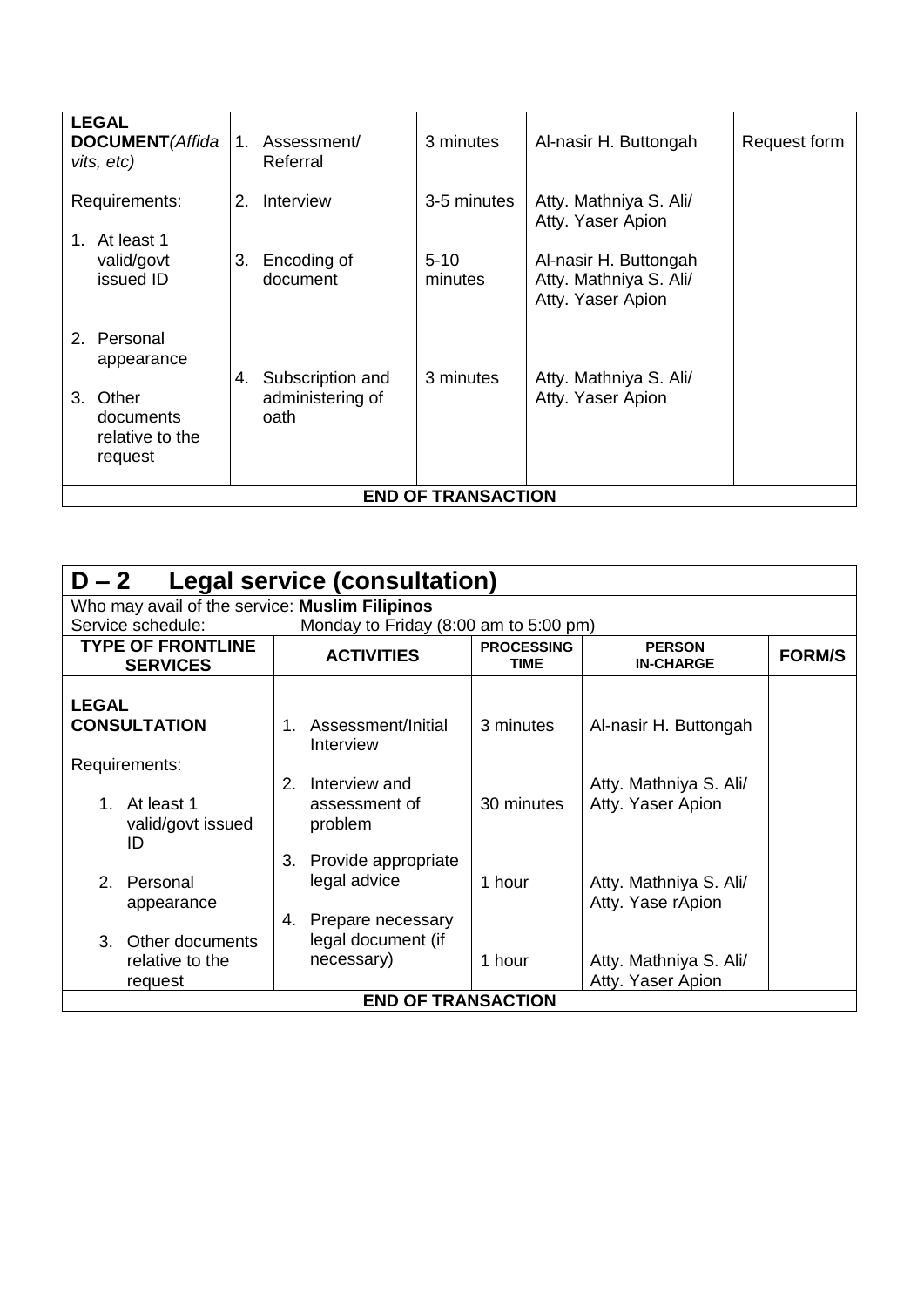| LEGAL DOCUMENT *(Affidavits, etc)*<br><br>Requirements:<br><br>1. At least 1 valid/govt issued ID<br><br>2. Personal appearance<br><br>3. Other documents relative to the request | 1. Assessment/ Referral<br><br>2. Interview<br><br>3. Encoding of document<br><br>4. Subscription and administering of oath | 3 minutes<br><br>3-5 minutes<br><br>5-10 minutes<br><br>3 minutes | Al-nasir H. Buttongah<br><br>Atty. Mathniya S. Ali/ Atty. Yaser Apion<br><br>Al-nasir H. Buttongah Atty. Mathniya S. Ali/ Atty. Yaser Apion<br><br>Atty. Mathniya S. Ali/ Atty. Yaser Apion | Request form |
|---|---|---|---|---|
| **END OF TRANSACTION** | | | | |

## D – 2 Legal service (consultation)

Who may avail of the service: **Muslim Filipinos**

Service schedule: Monday to Friday (8:00 am to 5:00 pm)

| TYPE OF FRONTLINE SERVICES | ACTIVITIES | PROCESSING TIME | PERSON IN-CHARGE | FORM/S |
|---|---|---|---|---|
| **LEGAL CONSULTATION**<br><br>Requirements:<br><br>1. At least 1 valid/govt issued ID<br><br>2. Personal appearance<br><br>3. Other documents relative to the request | 1. Assessment/Initial Interview<br><br>2. Interview and assessment of problem<br><br>3. Provide appropriate legal advice<br><br>4. Prepare necessary legal document (if necessary) | 3 minutes<br><br>30 minutes<br><br>1 hour<br><br>1 hour | Al-nasir H. Buttongah<br><br>Atty. Mathniya S. Ali/ Atty. Yaser Apion<br><br>Atty. Mathniya S. Ali/ Atty. Yase rApion<br><br>Atty. Mathniya S. Ali/ Atty. Yaser Apion | |
| **END OF TRANSACTION** | | | | |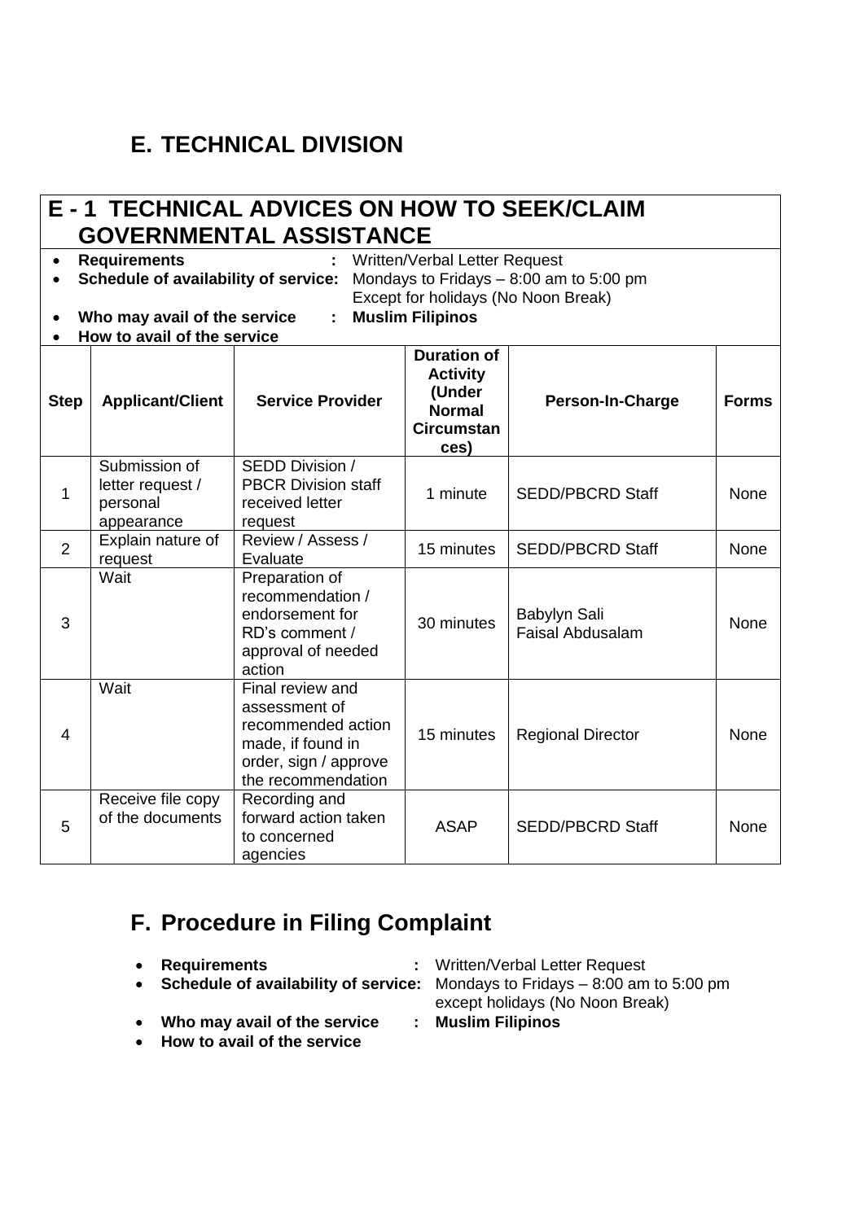## E. TECHNICAL DIVISION

### E - 1 TECHNICAL ADVICES ON HOW TO SEEK/CLAIM GOVERNMENTAL ASSISTANCE

- **Requirements** : Written/Verbal Letter Request
- **Schedule of availability of service:** Mondays to Fridays – 8:00 am to 5:00 pm Except for holidays (No Noon Break)
- **Who may avail of the service** : **Muslim Filipinos**
- **How to avail of the service**

| Step | Applicant/Client | Service Provider | Duration of Activity (Under Normal Circumstances) | Person-In-Charge | Forms |
|---|---|---|---|---|---|
| 1 | Submission of letter request / personal appearance | SEDD Division / PBCR Division staff received letter request | 1 minute | SEDD/PBCRD Staff | None |
| 2 | Explain nature of request | Review / Assess / Evaluate | 15 minutes | SEDD/PBCRD Staff | None |
| 3 | Wait | Preparation of recommendation / endorsement for RD's comment / approval of needed action | 30 minutes | Babylyn Sali<br>Faisal Abdusalam | None |
| 4 | Wait | Final review and assessment of recommended action made, if found in order, sign / approve the recommendation | 15 minutes | Regional Director | None |
| 5 | Receive file copy of the documents | Recording and forward action taken to concerned agencies | ASAP | SEDD/PBCRD Staff | None |

## F. Procedure in Filing Complaint

- **Requirements** : Written/Verbal Letter Request
- **Schedule of availability of service:** Mondays to Fridays – 8:00 am to 5:00 pm except holidays (No Noon Break)
- **Who may avail of the service** : **Muslim Filipinos**
- **How to avail of the service**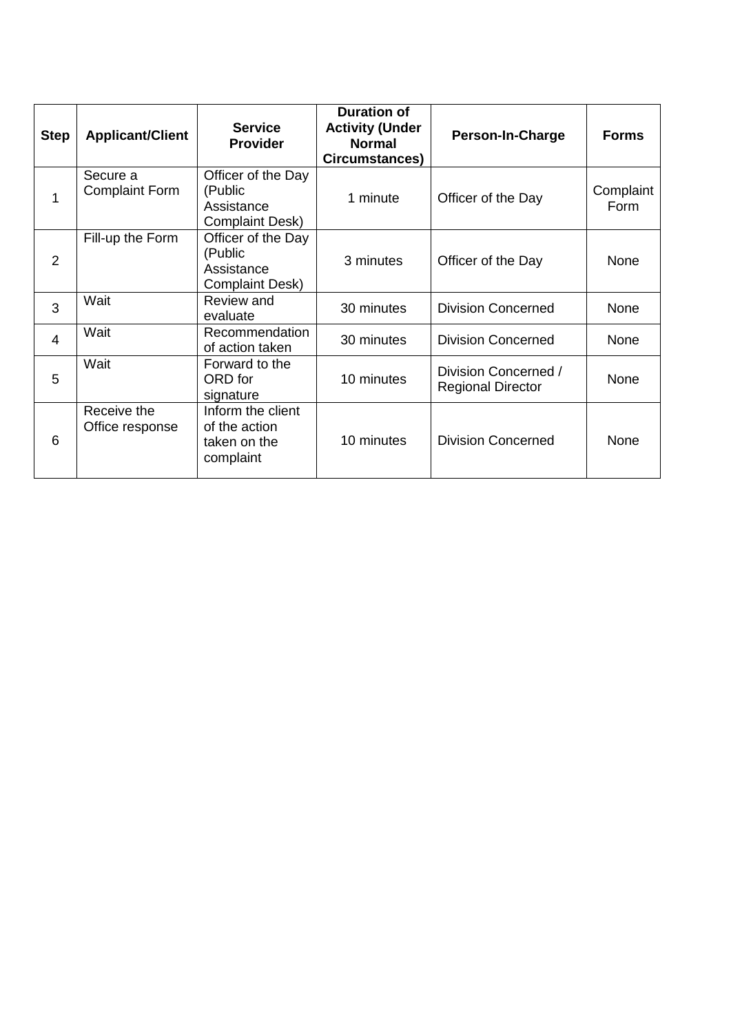| Step | Applicant/Client | Service Provider | Duration of Activity (Under Normal Circumstances) | Person-In-Charge | Forms |
|---|---|---|---|---|---|
| 1 | Secure a Complaint Form | Officer of the Day (Public Assistance Complaint Desk) | 1 minute | Officer of the Day | Complaint Form |
| 2 | Fill-up the Form | Officer of the Day (Public Assistance Complaint Desk) | 3 minutes | Officer of the Day | None |
| 3 | Wait | Review and evaluate | 30 minutes | Division Concerned | None |
| 4 | Wait | Recommendation of action taken | 30 minutes | Division Concerned | None |
| 5 | Wait | Forward to the ORD for signature | 10 minutes | Division Concerned / Regional Director | None |
| 6 | Receive the Office response | Inform the client of the action taken on the complaint | 10 minutes | Division Concerned | None |